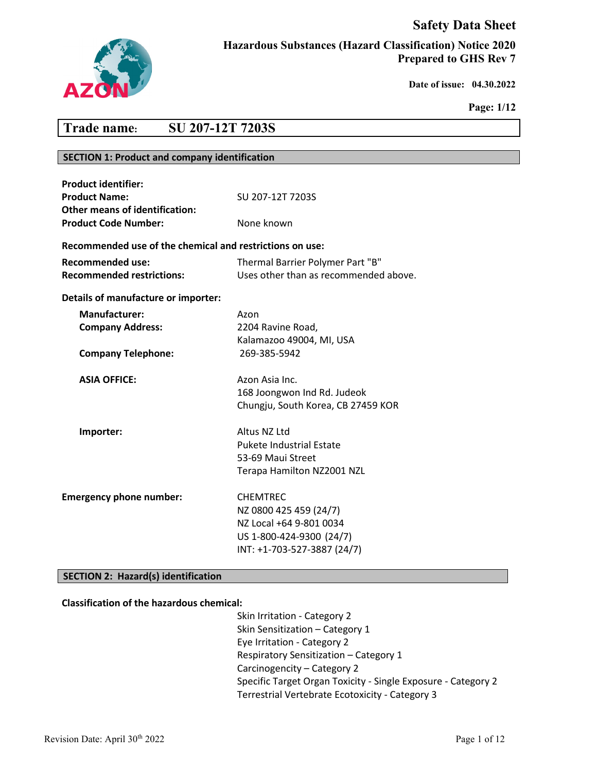# Safety Data Sheet

**Hazardous Substances (Hazard Classification) Notice 2020**
**Prepared to GHS Rev 7**

**Date of issue: 04.30.2022**

**Page: 1/12**

## Trade name: SU 207-12T 7203S

### SECTION 1: Product and company identification

**Product identifier:**

| | |
|---|---|
| **Product Name:** | SU 207-12T 7203S |
| **Other means of identification:** | |
| **Product Code Number:** | None known |

**Recommended use of the chemical and restrictions on use:**

| | |
|---|---|
| **Recommended use:** | Thermal Barrier Polymer Part "B" |
| **Recommended restrictions:** | Uses other than as recommended above. |

**Details of manufacture or importer:**

| | |
|---|---|
| **Manufacturer:** | Azon |
| **Company Address:** | 2204 Ravine Road, Kalamazoo 49004, MI, USA |
| **Company Telephone:** | 269-385-5942 |
| **ASIA OFFICE:** | Azon Asia Inc. 168 Joongwon Ind Rd. Judeok Chungju, South Korea, CB 27459 KOR |
| **Importer:** | Altus NZ Ltd Pukete Industrial Estate 53-69 Maui Street Terapa Hamilton NZ2001 NZL |

| | |
|---|---|
| **Emergency phone number:** | CHEMTREC<br>NZ 0800 425 459 (24/7)<br>NZ Local +64 9-801 0034<br>US 1-800-424-9300 (24/7)<br>INT: +1-703-527-3887 (24/7) |

### SECTION 2: Hazard(s) identification

**Classification of the hazardous chemical:**

- Skin Irritation - Category 2
- Skin Sensitization – Category 1
- Eye Irritation - Category 2
- Respiratory Sensitization – Category 1
- Carcinogencity – Category 2
- Specific Target Organ Toxicity - Single Exposure - Category 2
- Terrestrial Vertebrate Ecotoxicity - Category 3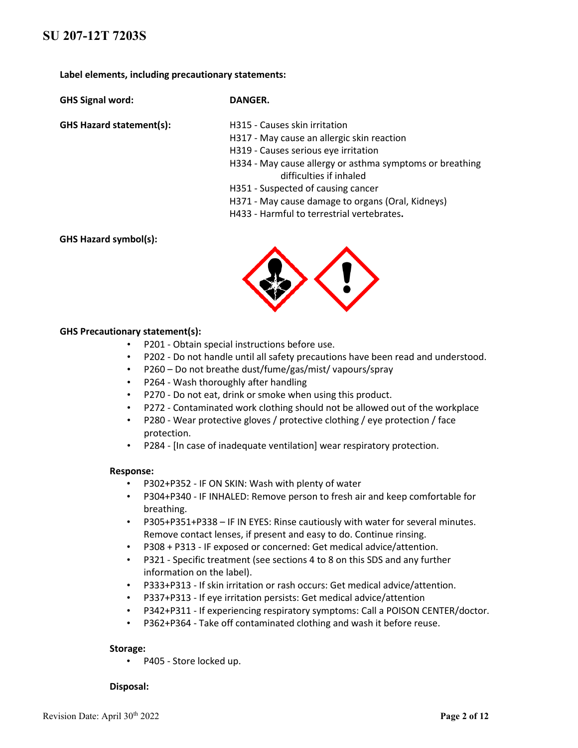**Label elements, including precautionary statements:**

**GHS Signal word:** **DANGER.**

**GHS Hazard statement(s):**

H315 - Causes skin irritation
H317 - May cause an allergic skin reaction
H319 - Causes serious eye irritation
H334 - May cause allergy or asthma symptoms or breathing difficulties if inhaled
H351 - Suspected of causing cancer
H371 - May cause damage to organs (Oral, Kidneys)
H433 - Harmful to terrestrial vertebrates**.**

**GHS Hazard symbol(s):**

**GHS Precautionary statement(s):**

- P201 - Obtain special instructions before use.
- P202 - Do not handle until all safety precautions have been read and understood.
- P260 – Do not breathe dust/fume/gas/mist/ vapours/spray
- P264 - Wash thoroughly after handling
- P270 - Do not eat, drink or smoke when using this product.
- P272 - Contaminated work clothing should not be allowed out of the workplace
- P280 - Wear protective gloves / protective clothing / eye protection / face protection.
- P284 - [In case of inadequate ventilation] wear respiratory protection.

**Response:**

- P302+P352 - IF ON SKIN: Wash with plenty of water
- P304+P340 - IF INHALED: Remove person to fresh air and keep comfortable for breathing.
- P305+P351+P338 – IF IN EYES: Rinse cautiously with water for several minutes. Remove contact lenses, if present and easy to do. Continue rinsing.
- P308 + P313 - IF exposed or concerned: Get medical advice/attention.
- P321 - Specific treatment (see sections 4 to 8 on this SDS and any further information on the label).
- P333+P313 - If skin irritation or rash occurs: Get medical advice/attention.
- P337+P313 - If eye irritation persists: Get medical advice/attention
- P342+P311 - If experiencing respiratory symptoms: Call a POISON CENTER/doctor.
- P362+P364 - Take off contaminated clothing and wash it before reuse.

**Storage:**

- P405 - Store locked up.

**Disposal:**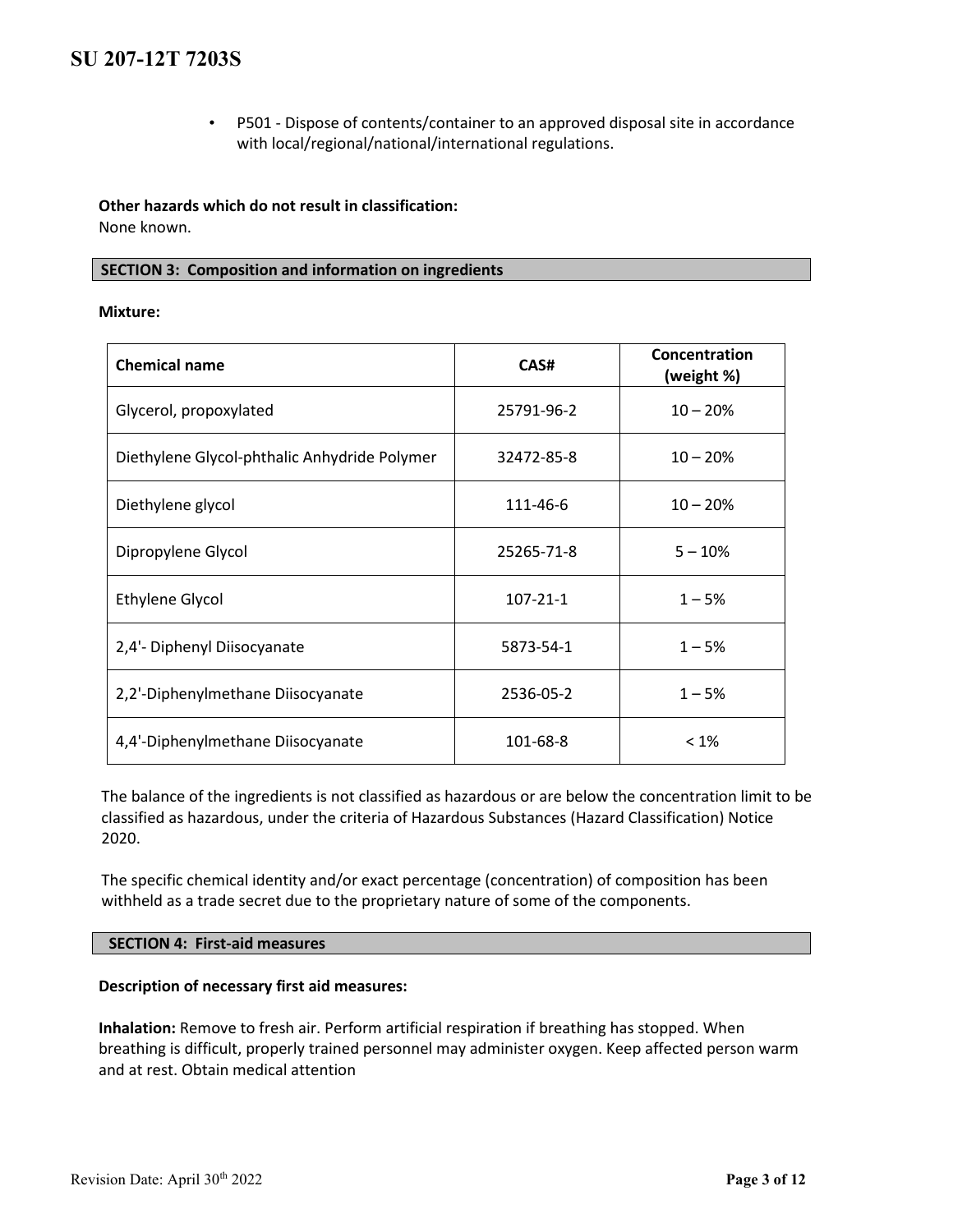- P501 - Dispose of contents/container to an approved disposal site in accordance with local/regional/national/international regulations.

**Other hazards which do not result in classification:**
None known.

## SECTION 3: Composition and information on ingredients

**Mixture:**

| Chemical name | CAS# | Concentration (weight %) |
|---|---|---|
| Glycerol, propoxylated | 25791-96-2 | 10 – 20% |
| Diethylene Glycol-phthalic Anhydride Polymer | 32472-85-8 | 10 – 20% |
| Diethylene glycol | 111-46-6 | 10 – 20% |
| Dipropylene Glycol | 25265-71-8 | 5 – 10% |
| Ethylene Glycol | 107-21-1 | 1 – 5% |
| 2,4'- Diphenyl Diisocyanate | 5873-54-1 | 1 – 5% |
| 2,2'-Diphenylmethane Diisocyanate | 2536-05-2 | 1 – 5% |
| 4,4'-Diphenylmethane Diisocyanate | 101-68-8 | < 1% |

The balance of the ingredients is not classified as hazardous or are below the concentration limit to be classified as hazardous, under the criteria of Hazardous Substances (Hazard Classification) Notice 2020.

The specific chemical identity and/or exact percentage (concentration) of composition has been withheld as a trade secret due to the proprietary nature of some of the components.

## SECTION 4: First-aid measures

**Description of necessary first aid measures:**

**Inhalation:** Remove to fresh air. Perform artificial respiration if breathing has stopped. When breathing is difficult, properly trained personnel may administer oxygen. Keep affected person warm and at rest. Obtain medical attention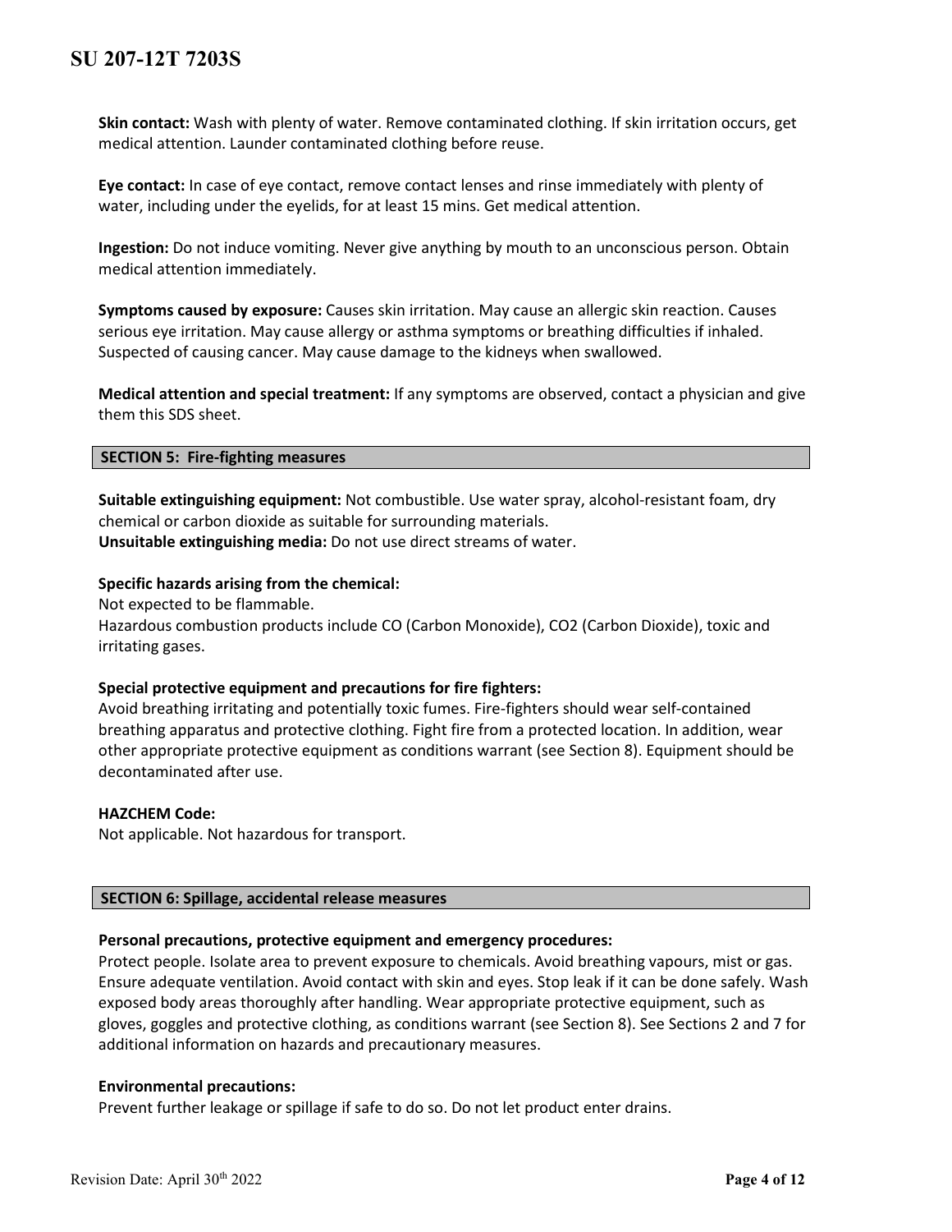**Skin contact:** Wash with plenty of water. Remove contaminated clothing. If skin irritation occurs, get medical attention. Launder contaminated clothing before reuse.

**Eye contact:** In case of eye contact, remove contact lenses and rinse immediately with plenty of water, including under the eyelids, for at least 15 mins. Get medical attention.

**Ingestion:** Do not induce vomiting. Never give anything by mouth to an unconscious person. Obtain medical attention immediately.

**Symptoms caused by exposure:** Causes skin irritation. May cause an allergic skin reaction. Causes serious eye irritation. May cause allergy or asthma symptoms or breathing difficulties if inhaled. Suspected of causing cancer. May cause damage to the kidneys when swallowed.

**Medical attention and special treatment:** If any symptoms are observed, contact a physician and give them this SDS sheet.

## SECTION 5: Fire-fighting measures

**Suitable extinguishing equipment:** Not combustible. Use water spray, alcohol-resistant foam, dry chemical or carbon dioxide as suitable for surrounding materials.
**Unsuitable extinguishing media:** Do not use direct streams of water.

**Specific hazards arising from the chemical:**
Not expected to be flammable.
Hazardous combustion products include CO (Carbon Monoxide), $CO_2$ (Carbon Dioxide), toxic and irritating gases.

**Special protective equipment and precautions for fire fighters:**
Avoid breathing irritating and potentially toxic fumes. Fire-fighters should wear self-contained breathing apparatus and protective clothing. Fight fire from a protected location. In addition, wear other appropriate protective equipment as conditions warrant (see Section 8). Equipment should be decontaminated after use.

**HAZCHEM Code:**
Not applicable. Not hazardous for transport.

## SECTION 6: Spillage, accidental release measures

**Personal precautions, protective equipment and emergency procedures:**
Protect people. Isolate area to prevent exposure to chemicals. Avoid breathing vapours, mist or gas. Ensure adequate ventilation. Avoid contact with skin and eyes. Stop leak if it can be done safely. Wash exposed body areas thoroughly after handling. Wear appropriate protective equipment, such as gloves, goggles and protective clothing, as conditions warrant (see Section 8). See Sections 2 and 7 for additional information on hazards and precautionary measures.

**Environmental precautions:**
Prevent further leakage or spillage if safe to do so. Do not let product enter drains.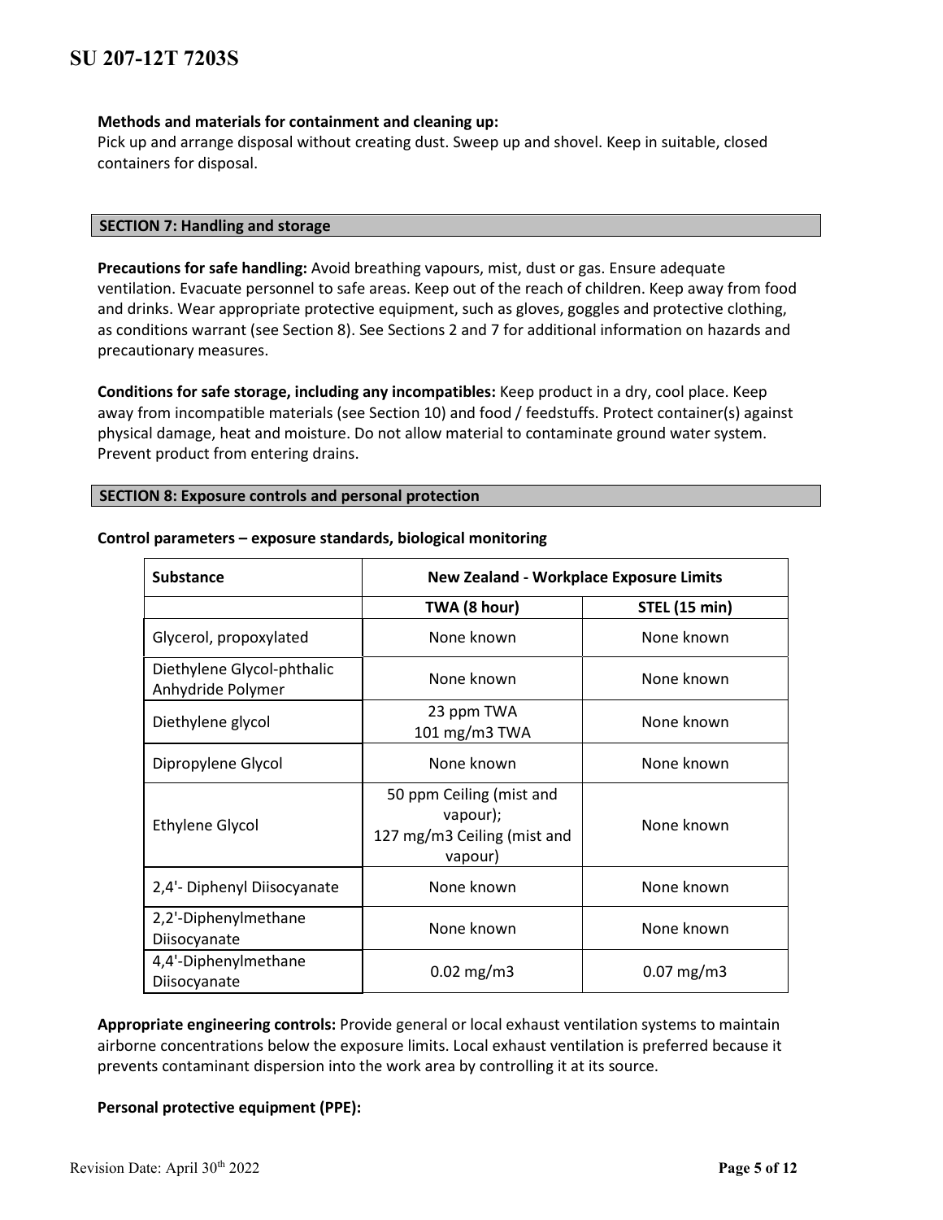**Methods and materials for containment and cleaning up:**
Pick up and arrange disposal without creating dust. Sweep up and shovel. Keep in suitable, closed containers for disposal.

## SECTION 7: Handling and storage

**Precautions for safe handling:** Avoid breathing vapours, mist, dust or gas. Ensure adequate ventilation. Evacuate personnel to safe areas. Keep out of the reach of children. Keep away from food and drinks. Wear appropriate protective equipment, such as gloves, goggles and protective clothing, as conditions warrant (see Section 8). See Sections 2 and 7 for additional information on hazards and precautionary measures.

**Conditions for safe storage, including any incompatibles:** Keep product in a dry, cool place. Keep away from incompatible materials (see Section 10) and food / feedstuffs. Protect container(s) against physical damage, heat and moisture. Do not allow material to contaminate ground water system. Prevent product from entering drains.

## SECTION 8: Exposure controls and personal protection

**Control parameters – exposure standards, biological monitoring**

| Substance | New Zealand - Workplace Exposure Limits | |
|---|---|---|
| | TWA (8 hour) | STEL (15 min) |
| Glycerol, propoxylated | None known | None known |
| Diethylene Glycol-phthalic Anhydride Polymer | None known | None known |
| Diethylene glycol | 23 ppm TWA<br>101 mg/m3 TWA | None known |
| Dipropylene Glycol | None known | None known |
| Ethylene Glycol | 50 ppm Ceiling (mist and vapour);<br>127 mg/m3 Ceiling (mist and vapour) | None known |
| 2,4'- Diphenyl Diisocyanate | None known | None known |
| 2,2'-Diphenylmethane Diisocyanate | None known | None known |
| 4,4'-Diphenylmethane Diisocyanate | 0.02 mg/m3 | 0.07 mg/m3 |

**Appropriate engineering controls:** Provide general or local exhaust ventilation systems to maintain airborne concentrations below the exposure limits. Local exhaust ventilation is preferred because it prevents contaminant dispersion into the work area by controlling it at its source.

**Personal protective equipment (PPE):**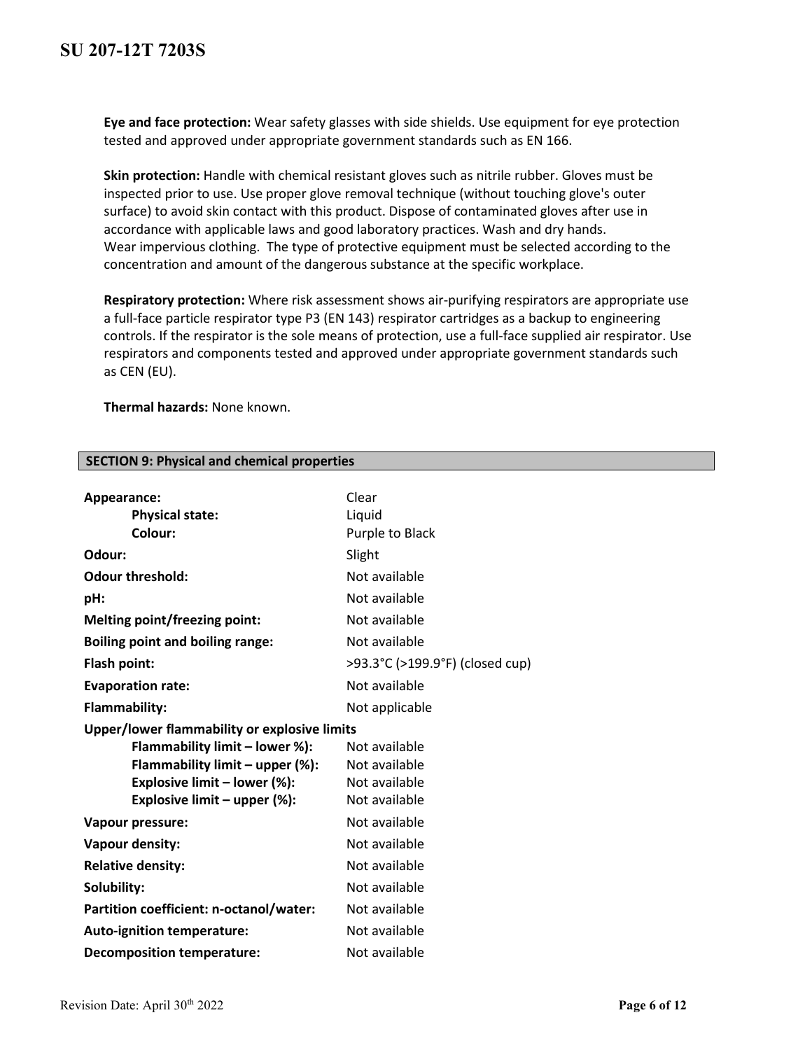**Eye and face protection:** Wear safety glasses with side shields. Use equipment for eye protection tested and approved under appropriate government standards such as EN 166.

**Skin protection:** Handle with chemical resistant gloves such as nitrile rubber. Gloves must be inspected prior to use. Use proper glove removal technique (without touching glove's outer surface) to avoid skin contact with this product. Dispose of contaminated gloves after use in accordance with applicable laws and good laboratory practices. Wash and dry hands. Wear impervious clothing. The type of protective equipment must be selected according to the concentration and amount of the dangerous substance at the specific workplace.

**Respiratory protection:** Where risk assessment shows air-purifying respirators are appropriate use a full-face particle respirator type P3 (EN 143) respirator cartridges as a backup to engineering controls. If the respirator is the sole means of protection, use a full-face supplied air respirator. Use respirators and components tested and approved under appropriate government standards such as CEN (EU).

**Thermal hazards:** None known.

## SECTION 9: Physical and chemical properties

| | |
|---|---|
| **Appearance:** | Clear |
| **Physical state:** | Liquid |
| **Colour:** | Purple to Black |
| **Odour:** | Slight |
| **Odour threshold:** | Not available |
| **pH:** | Not available |
| **Melting point/freezing point:** | Not available |
| **Boiling point and boiling range:** | Not available |
| **Flash point:** | >93.3°C (>199.9°F) (closed cup) |
| **Evaporation rate:** | Not available |
| **Flammability:** | Not applicable |
| **Upper/lower flammability or explosive limits** | |
| **Flammability limit – lower %):** | Not available |
| **Flammability limit – upper (%):** | Not available |
| **Explosive limit – lower (%):** | Not available |
| **Explosive limit – upper (%):** | Not available |
| **Vapour pressure:** | Not available |
| **Vapour density:** | Not available |
| **Relative density:** | Not available |
| **Solubility:** | Not available |
| **Partition coefficient: n-octanol/water:** | Not available |
| **Auto-ignition temperature:** | Not available |
| **Decomposition temperature:** | Not available |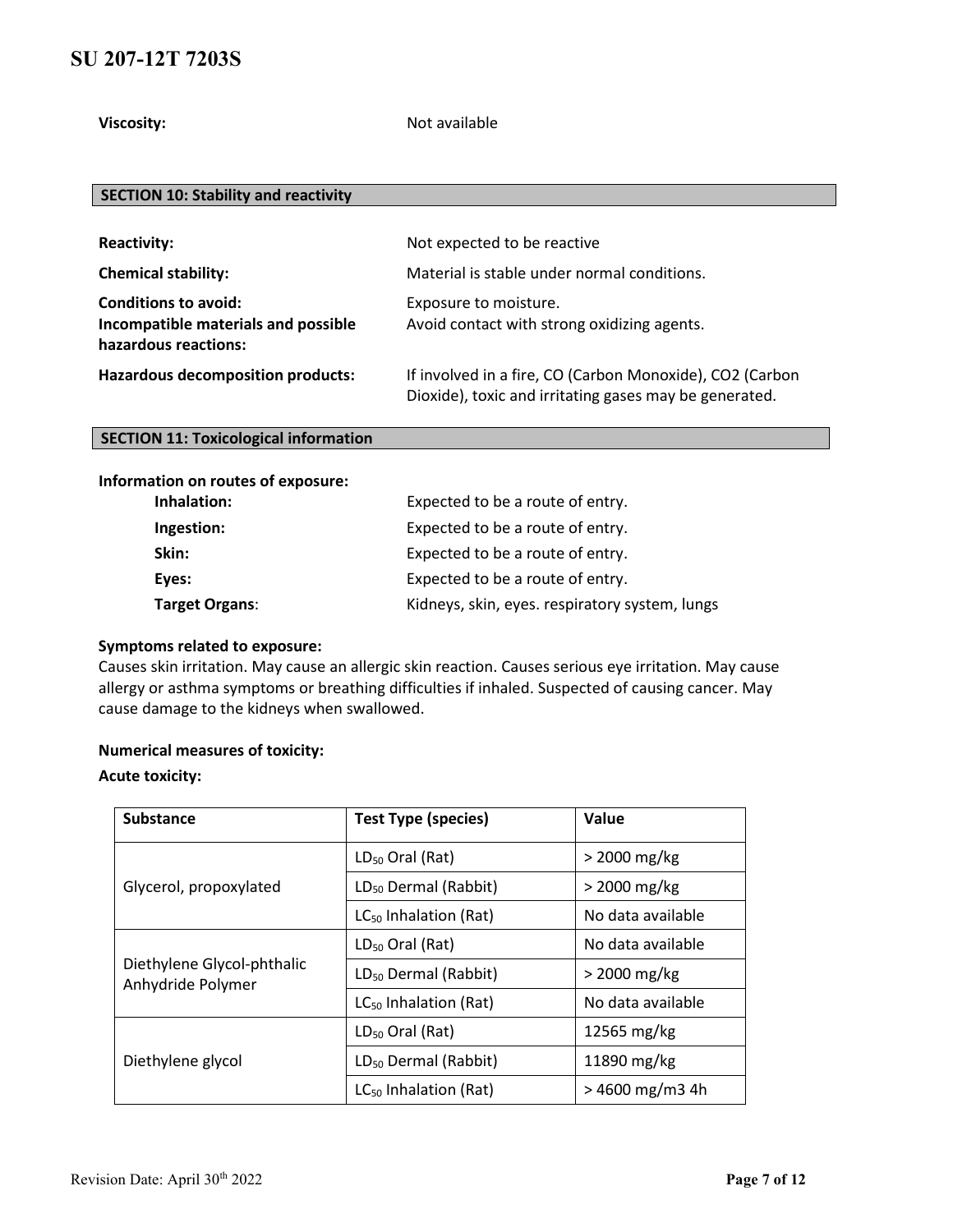**Viscosity:** Not available

## SECTION 10: Stability and reactivity

**Reactivity:** Not expected to be reactive

**Chemical stability:** Material is stable under normal conditions.

**Conditions to avoid:** Exposure to moisture.

**Incompatible materials and possible hazardous reactions:** Avoid contact with strong oxidizing agents.

**Hazardous decomposition products:** If involved in a fire, CO (Carbon Monoxide), $CO_2$ (Carbon Dioxide), toxic and irritating gases may be generated.

## SECTION 11: Toxicological information

**Information on routes of exposure:**

- **Inhalation:** Expected to be a route of entry.
- **Ingestion:** Expected to be a route of entry.
- **Skin:** Expected to be a route of entry.
- **Eyes:** Expected to be a route of entry.
- **Target Organs**: Kidneys, skin, eyes. respiratory system, lungs

**Symptoms related to exposure:**

Causes skin irritation. May cause an allergic skin reaction. Causes serious eye irritation. May cause allergy or asthma symptoms or breathing difficulties if inhaled. Suspected of causing cancer. May cause damage to the kidneys when swallowed.

**Numerical measures of toxicity:**

**Acute toxicity:**

| Substance | Test Type (species) | Value |
|---|---|---|
| Glycerol, propoxylated | $LD_{50}$ Oral (Rat) | > 2000 mg/kg |
| | $LD_{50}$ Dermal (Rabbit) | > 2000 mg/kg |
| | $LC_{50}$ Inhalation (Rat) | No data available |
| Diethylene Glycol-phthalic Anhydride Polymer | $LD_{50}$ Oral (Rat) | No data available |
| | $LD_{50}$ Dermal (Rabbit) | > 2000 mg/kg |
| | $LC_{50}$ Inhalation (Rat) | No data available |
| Diethylene glycol | $LD_{50}$ Oral (Rat) | 12565 mg/kg |
| | $LD_{50}$ Dermal (Rabbit) | 11890 mg/kg |
| | $LC_{50}$ Inhalation (Rat) | > 4600 mg/m3 4h |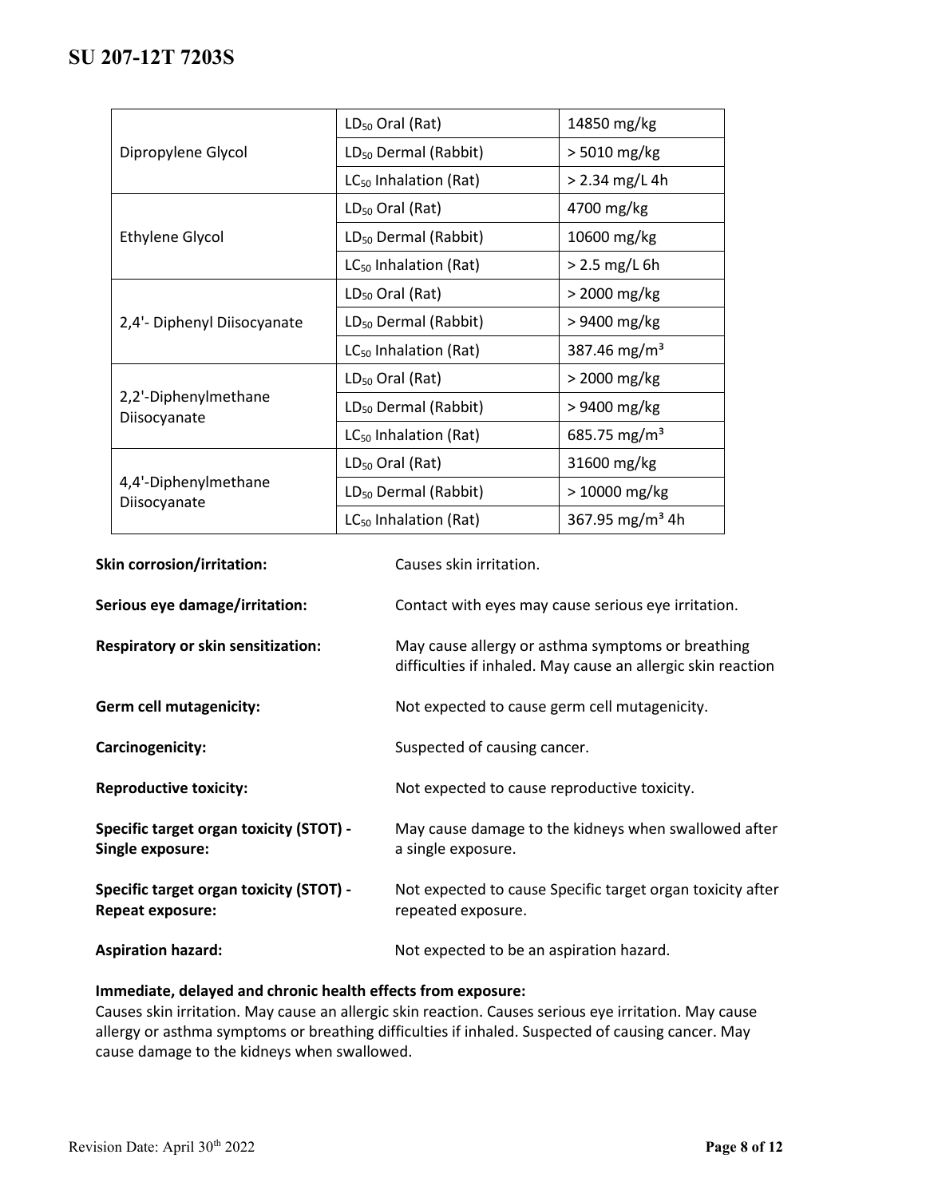| | | |
|---|---|---|
| Dipropylene Glycol | $LD_{50}$ Oral (Rat) | 14850 mg/kg |
| | $LD_{50}$ Dermal (Rabbit) | > 5010 mg/kg |
| | $LC_{50}$ Inhalation (Rat) | > 2.34 mg/L 4h |
| Ethylene Glycol | $LD_{50}$ Oral (Rat) | 4700 mg/kg |
| | $LD_{50}$ Dermal (Rabbit) | 10600 mg/kg |
| | $LC_{50}$ Inhalation (Rat) | > 2.5 mg/L 6h |
| 2,4'- Diphenyl Diisocyanate | $LD_{50}$ Oral (Rat) | > 2000 mg/kg |
| | $LD_{50}$ Dermal (Rabbit) | > 9400 mg/kg |
| | $LC_{50}$ Inhalation (Rat) | 387.46 mg/m³ |
| 2,2'-Diphenylmethane Diisocyanate | $LD_{50}$ Oral (Rat) | > 2000 mg/kg |
| | $LD_{50}$ Dermal (Rabbit) | > 9400 mg/kg |
| | $LC_{50}$ Inhalation (Rat) | 685.75 mg/m³ |
| 4,4'-Diphenylmethane Diisocyanate | $LD_{50}$ Oral (Rat) | 31600 mg/kg |
| | $LD_{50}$ Dermal (Rabbit) | > 10000 mg/kg |
| | $LC_{50}$ Inhalation (Rat) | 367.95 mg/m³ 4h |

**Skin corrosion/irritation:** Causes skin irritation.

**Serious eye damage/irritation:** Contact with eyes may cause serious eye irritation.

**Respiratory or skin sensitization:** May cause allergy or asthma symptoms or breathing difficulties if inhaled. May cause an allergic skin reaction

**Germ cell mutagenicity:** Not expected to cause germ cell mutagenicity.

**Carcinogenicity:** Suspected of causing cancer.

**Reproductive toxicity:** Not expected to cause reproductive toxicity.

**Specific target organ toxicity (STOT) - Single exposure:** May cause damage to the kidneys when swallowed after a single exposure.

**Specific target organ toxicity (STOT) - Repeat exposure:** Not expected to cause Specific target organ toxicity after repeated exposure.

**Aspiration hazard:** Not expected to be an aspiration hazard.

**Immediate, delayed and chronic health effects from exposure:**
Causes skin irritation. May cause an allergic skin reaction. Causes serious eye irritation. May cause allergy or asthma symptoms or breathing difficulties if inhaled. Suspected of causing cancer. May cause damage to the kidneys when swallowed.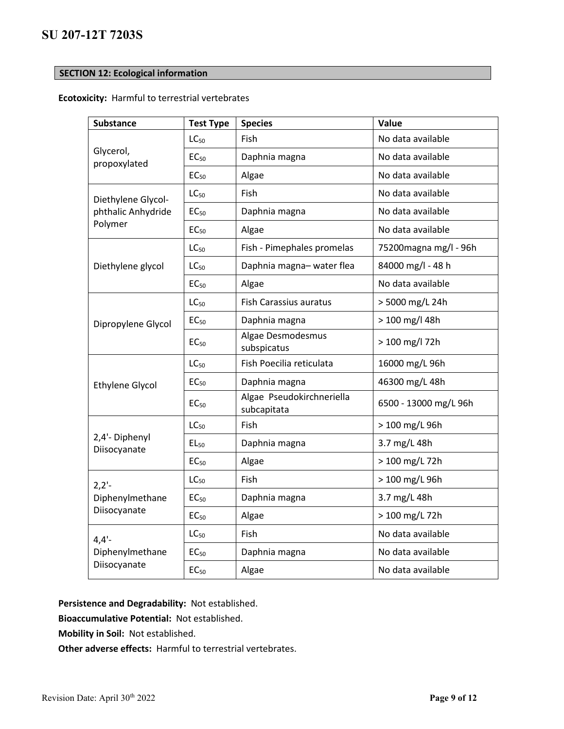## SECTION 12: Ecological information

**Ecotoxicity:** Harmful to terrestrial vertebrates

| Substance | Test Type | Species | Value |
|---|---|---|---|
| Glycerol, propoxylated | $LC_{50}$ | Fish | No data available |
| | $EC_{50}$ | Daphnia magna | No data available |
| | $EC_{50}$ | Algae | No data available |
| Diethylene Glycol-phthalic Anhydride Polymer | $LC_{50}$ | Fish | No data available |
| | $EC_{50}$ | Daphnia magna | No data available |
| | $EC_{50}$ | Algae | No data available |
| Diethylene glycol | $LC_{50}$ | Fish - Pimephales promelas | 75200magna mg/l - 96h |
| | $LC_{50}$ | Daphnia magna– water flea | 84000 mg/l - 48 h |
| | $EC_{50}$ | Algae | No data available |
| Dipropylene Glycol | $LC_{50}$ | Fish Carassius auratus | > 5000 mg/L 24h |
| | $EC_{50}$ | Daphnia magna | > 100 mg/l 48h |
| | $EC_{50}$ | Algae Desmodesmus subspicatus | > 100 mg/l 72h |
| Ethylene Glycol | $LC_{50}$ | Fish Poecilia reticulata | 16000 mg/L 96h |
| | $EC_{50}$ | Daphnia magna | 46300 mg/L 48h |
| | $EC_{50}$ | Algae Pseudokirchneriella subcapitata | 6500 - 13000 mg/L 96h |
| 2,4'- Diphenyl Diisocyanate | $LC_{50}$ | Fish | > 100 mg/L 96h |
| | $EL_{50}$ | Daphnia magna | 3.7 mg/L 48h |
| | $EC_{50}$ | Algae | > 100 mg/L 72h |
| 2,2'-Diphenylmethane Diisocyanate | $LC_{50}$ | Fish | > 100 mg/L 96h |
| | $EC_{50}$ | Daphnia magna | 3.7 mg/L 48h |
| | $EC_{50}$ | Algae | > 100 mg/L 72h |
| 4,4'-Diphenylmethane Diisocyanate | $LC_{50}$ | Fish | No data available |
| | $EC_{50}$ | Daphnia magna | No data available |
| | $EC_{50}$ | Algae | No data available |

**Persistence and Degradability:** Not established.

**Bioaccumulative Potential:** Not established.

**Mobility in Soil:** Not established.

**Other adverse effects:** Harmful to terrestrial vertebrates.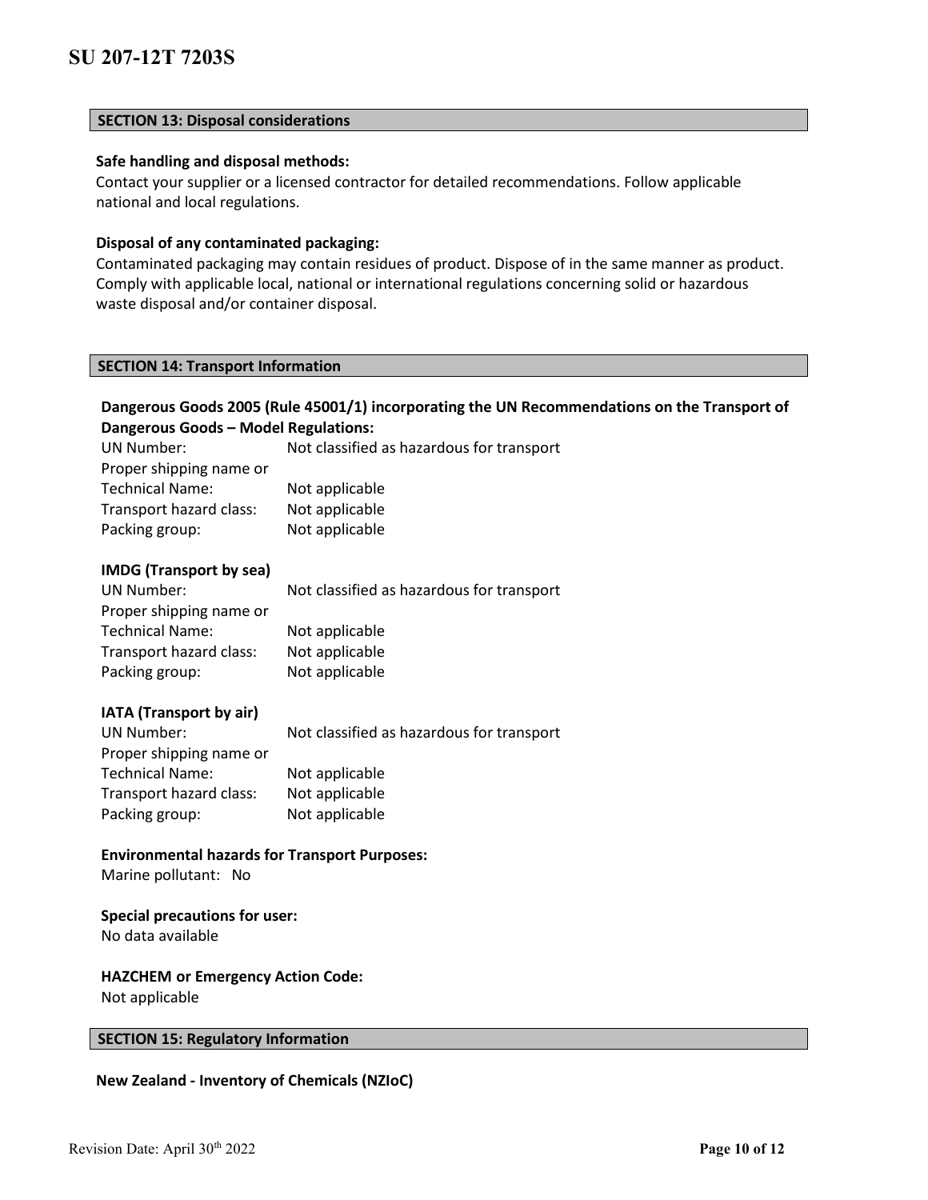## SECTION 13: Disposal considerations

**Safe handling and disposal methods:**
Contact your supplier or a licensed contractor for detailed recommendations. Follow applicable national and local regulations.

**Disposal of any contaminated packaging:**
Contaminated packaging may contain residues of product. Dispose of in the same manner as product. Comply with applicable local, national or international regulations concerning solid or hazardous waste disposal and/or container disposal.

## SECTION 14: Transport Information

**Dangerous Goods 2005 (Rule 45001/1) incorporating the UN Recommendations on the Transport of Dangerous Goods – Model Regulations:**

| | |
|---|---|
| UN Number: | Not classified as hazardous for transport |
| Proper shipping name or Technical Name: | Not applicable |
| Transport hazard class: | Not applicable |
| Packing group: | Not applicable |

**IMDG (Transport by sea)**

| | |
|---|---|
| UN Number: | Not classified as hazardous for transport |
| Proper shipping name or Technical Name: | Not applicable |
| Transport hazard class: | Not applicable |
| Packing group: | Not applicable |

**IATA (Transport by air)**

| | |
|---|---|
| UN Number: | Not classified as hazardous for transport |
| Proper shipping name or Technical Name: | Not applicable |
| Transport hazard class: | Not applicable |
| Packing group: | Not applicable |

**Environmental hazards for Transport Purposes:**
Marine pollutant: No

**Special precautions for user:**
No data available

**HAZCHEM or Emergency Action Code:**
Not applicable

## SECTION 15: Regulatory Information

**New Zealand - Inventory of Chemicals (NZIoC)**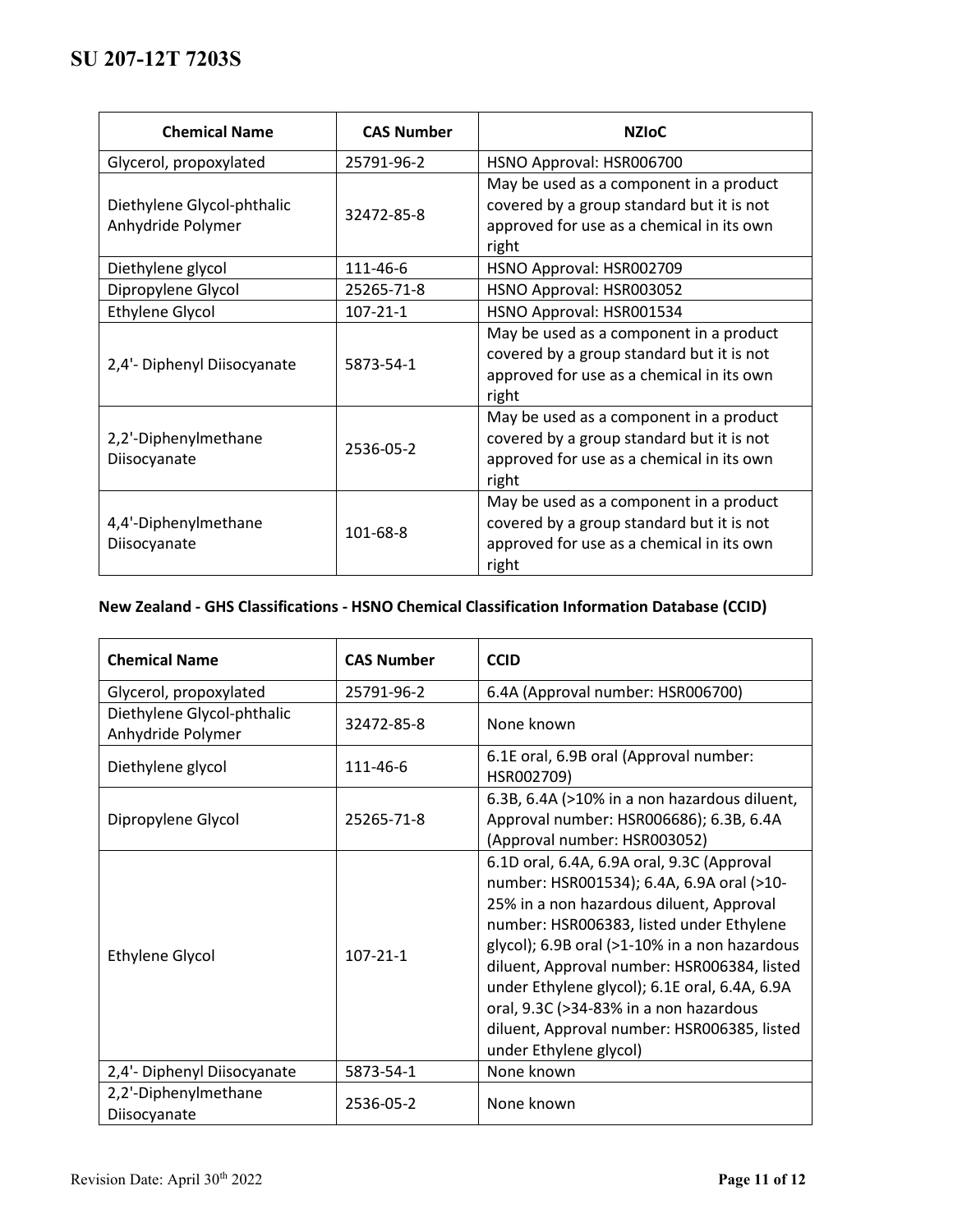| Chemical Name | CAS Number | NZIoC |
|---|---|---|
| Glycerol, propoxylated | 25791-96-2 | HSNO Approval: HSR006700 |
| Diethylene Glycol-phthalic Anhydride Polymer | 32472-85-8 | May be used as a component in a product covered by a group standard but it is not approved for use as a chemical in its own right |
| Diethylene glycol | 111-46-6 | HSNO Approval: HSR002709 |
| Dipropylene Glycol | 25265-71-8 | HSNO Approval: HSR003052 |
| Ethylene Glycol | 107-21-1 | HSNO Approval: HSR001534 |
| 2,4'- Diphenyl Diisocyanate | 5873-54-1 | May be used as a component in a product covered by a group standard but it is not approved for use as a chemical in its own right |
| 2,2'-Diphenylmethane Diisocyanate | 2536-05-2 | May be used as a component in a product covered by a group standard but it is not approved for use as a chemical in its own right |
| 4,4'-Diphenylmethane Diisocyanate | 101-68-8 | May be used as a component in a product covered by a group standard but it is not approved for use as a chemical in its own right |

**New Zealand - GHS Classifications - HSNO Chemical Classification Information Database (CCID)**

| Chemical Name | CAS Number | CCID |
|---|---|---|
| Glycerol, propoxylated | 25791-96-2 | 6.4A (Approval number: HSR006700) |
| Diethylene Glycol-phthalic Anhydride Polymer | 32472-85-8 | None known |
| Diethylene glycol | 111-46-6 | 6.1E oral, 6.9B oral (Approval number: HSR002709) |
| Dipropylene Glycol | 25265-71-8 | 6.3B, 6.4A (>10% in a non hazardous diluent, Approval number: HSR006686); 6.3B, 6.4A (Approval number: HSR003052) |
| Ethylene Glycol | 107-21-1 | 6.1D oral, 6.4A, 6.9A oral, 9.3C (Approval number: HSR001534); 6.4A, 6.9A oral (>10-25% in a non hazardous diluent, Approval number: HSR006383, listed under Ethylene glycol); 6.9B oral (>1-10% in a non hazardous diluent, Approval number: HSR006384, listed under Ethylene glycol); 6.1E oral, 6.4A, 6.9A oral, 9.3C (>34-83% in a non hazardous diluent, Approval number: HSR006385, listed under Ethylene glycol) |
| 2,4'- Diphenyl Diisocyanate | 5873-54-1 | None known |
| 2,2'-Diphenylmethane Diisocyanate | 2536-05-2 | None known |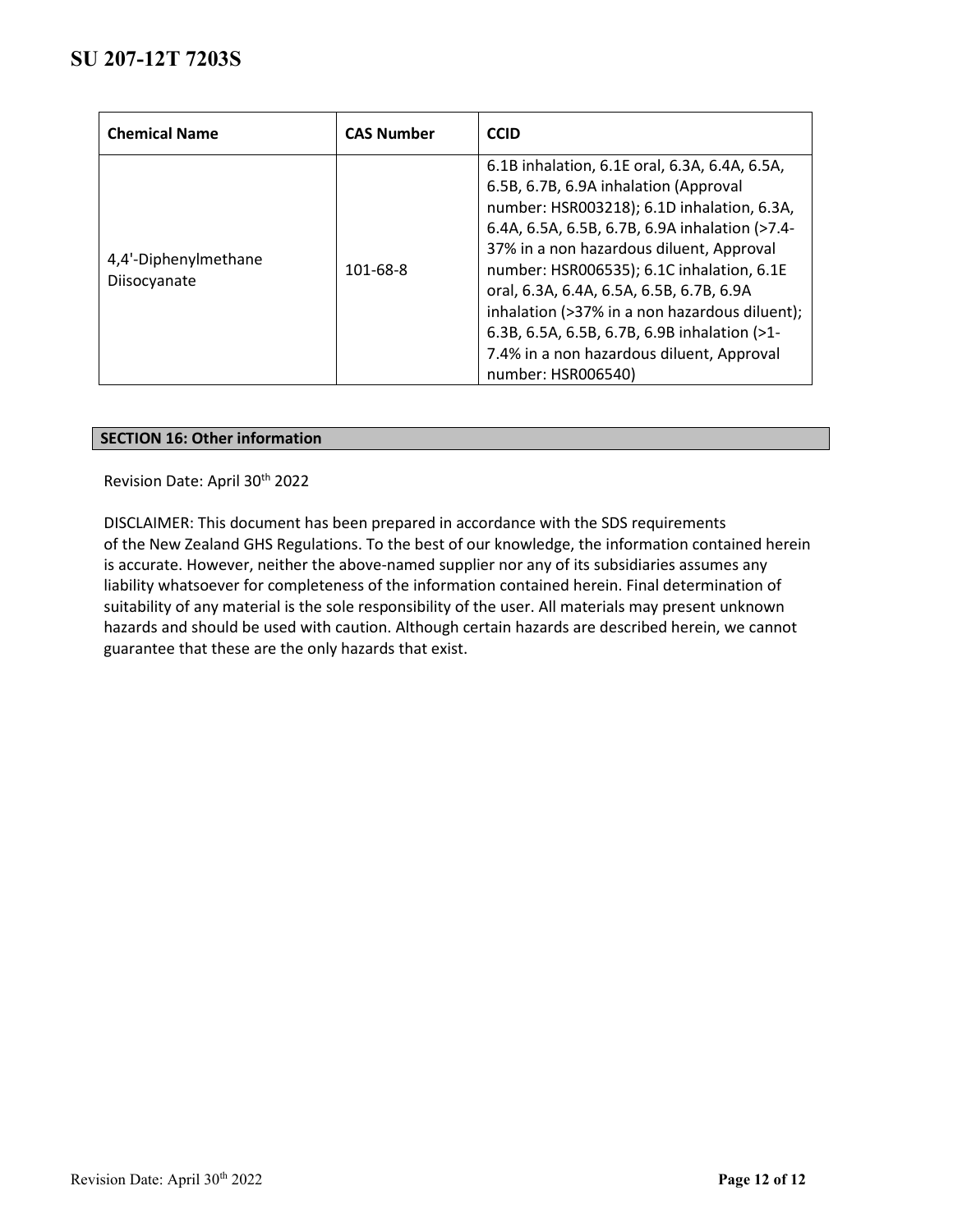| Chemical Name | CAS Number | CCID |
| --- | --- | --- |
| 4,4'-Diphenylmethane Diisocyanate | 101-68-8 | 6.1B inhalation, 6.1E oral, 6.3A, 6.4A, 6.5A, 6.5B, 6.7B, 6.9A inhalation (Approval number: HSR003218); 6.1D inhalation, 6.3A, 6.4A, 6.5A, 6.5B, 6.7B, 6.9A inhalation (>7.4-37% in a non hazardous diluent, Approval number: HSR006535); 6.1C inhalation, 6.1E oral, 6.3A, 6.4A, 6.5A, 6.5B, 6.7B, 6.9A inhalation (>37% in a non hazardous diluent); 6.3B, 6.5A, 6.5B, 6.7B, 6.9B inhalation (>1-7.4% in a non hazardous diluent, Approval number: HSR006540) |

## SECTION 16: Other information

Revision Date: April 30th 2022

DISCLAIMER: This document has been prepared in accordance with the SDS requirements of the New Zealand GHS Regulations. To the best of our knowledge, the information contained herein is accurate. However, neither the above-named supplier nor any of its subsidiaries assumes any liability whatsoever for completeness of the information contained herein. Final determination of suitability of any material is the sole responsibility of the user. All materials may present unknown hazards and should be used with caution. Although certain hazards are described herein, we cannot guarantee that these are the only hazards that exist.